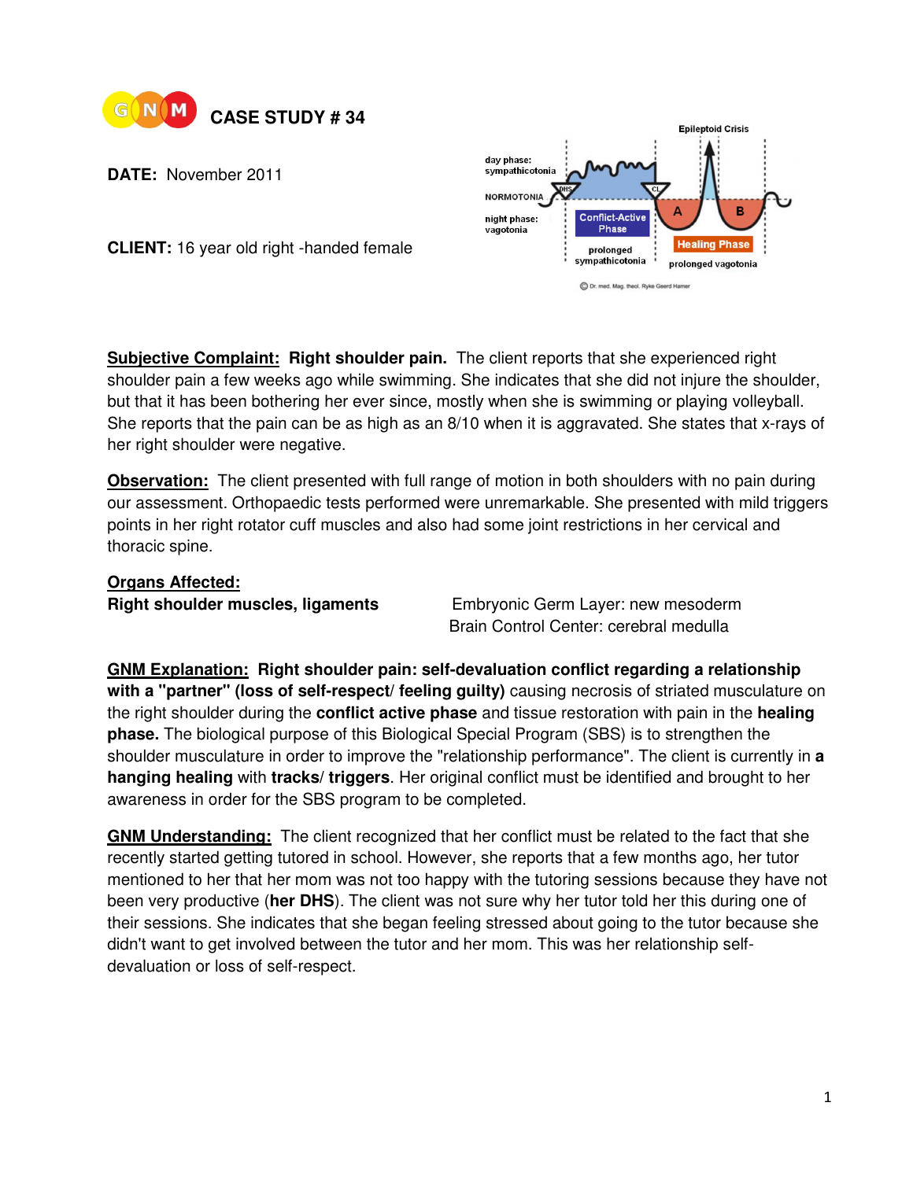# CASE STUDY # 34

**DATE:** November 2011

**CLIENT:** 16 year old right -handed female

**Subjective Complaint:** **Right shoulder pain.** The client reports that she experienced right shoulder pain a few weeks ago while swimming. She indicates that she did not injure the shoulder, but that it has been bothering her ever since, mostly when she is swimming or playing volleyball. She reports that the pain can be as high as an 8/10 when it is aggravated. She states that x-rays of her right shoulder were negative.

**Observation:** The client presented with full range of motion in both shoulders with no pain during our assessment. Orthopaedic tests performed were unremarkable. She presented with mild triggers points in her right rotator cuff muscles and also had some joint restrictions in her cervical and thoracic spine.

**Organs Affected:**

**Right shoulder muscles, ligaments**

Embryonic Germ Layer: new mesoderm
Brain Control Center: cerebral medulla

**GNM Explanation:** **Right shoulder pain: self-devaluation conflict regarding a relationship with a "partner" (loss of self-respect/ feeling guilty)** causing necrosis of striated musculature on the right shoulder during the **conflict active phase** and tissue restoration with pain in the **healing phase.** The biological purpose of this Biological Special Program (SBS) is to strengthen the shoulder musculature in order to improve the "relationship performance". The client is currently in **a hanging healing** with **tracks/ triggers**. Her original conflict must be identified and brought to her awareness in order for the SBS program to be completed.

**GNM Understanding:** The client recognized that her conflict must be related to the fact that she recently started getting tutored in school. However, she reports that a few months ago, her tutor mentioned to her that her mom was not too happy with the tutoring sessions because they have not been very productive (**her DHS**). The client was not sure why her tutor told her this during one of their sessions. She indicates that she began feeling stressed about going to the tutor because she didn't want to get involved between the tutor and her mom. This was her relationship self-devaluation or loss of self-respect.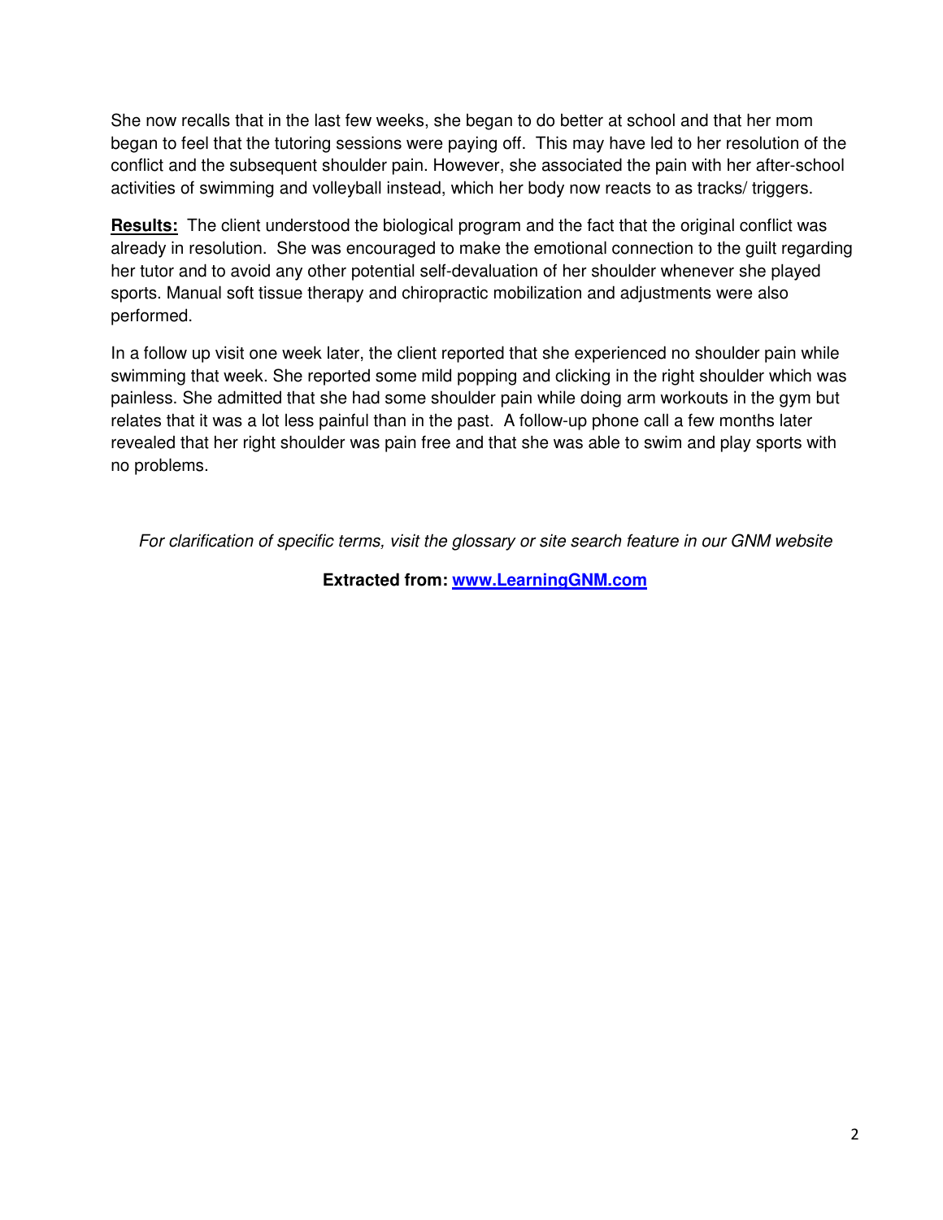She now recalls that in the last few weeks, she began to do better at school and that her mom began to feel that the tutoring sessions were paying off. This may have led to her resolution of the conflict and the subsequent shoulder pain. However, she associated the pain with her after-school activities of swimming and volleyball instead, which her body now reacts to as tracks/ triggers.

**Results:** The client understood the biological program and the fact that the original conflict was already in resolution. She was encouraged to make the emotional connection to the guilt regarding her tutor and to avoid any other potential self-devaluation of her shoulder whenever she played sports. Manual soft tissue therapy and chiropractic mobilization and adjustments were also performed.

In a follow up visit one week later, the client reported that she experienced no shoulder pain while swimming that week. She reported some mild popping and clicking in the right shoulder which was painless. She admitted that she had some shoulder pain while doing arm workouts in the gym but relates that it was a lot less painful than in the past. A follow-up phone call a few months later revealed that her right shoulder was pain free and that she was able to swim and play sports with no problems.

*For clarification of specific terms, visit the glossary or site search feature in our GNM website*

**Extracted from: [www.LearningGNM.com](http://www.LearningGNM.com)**